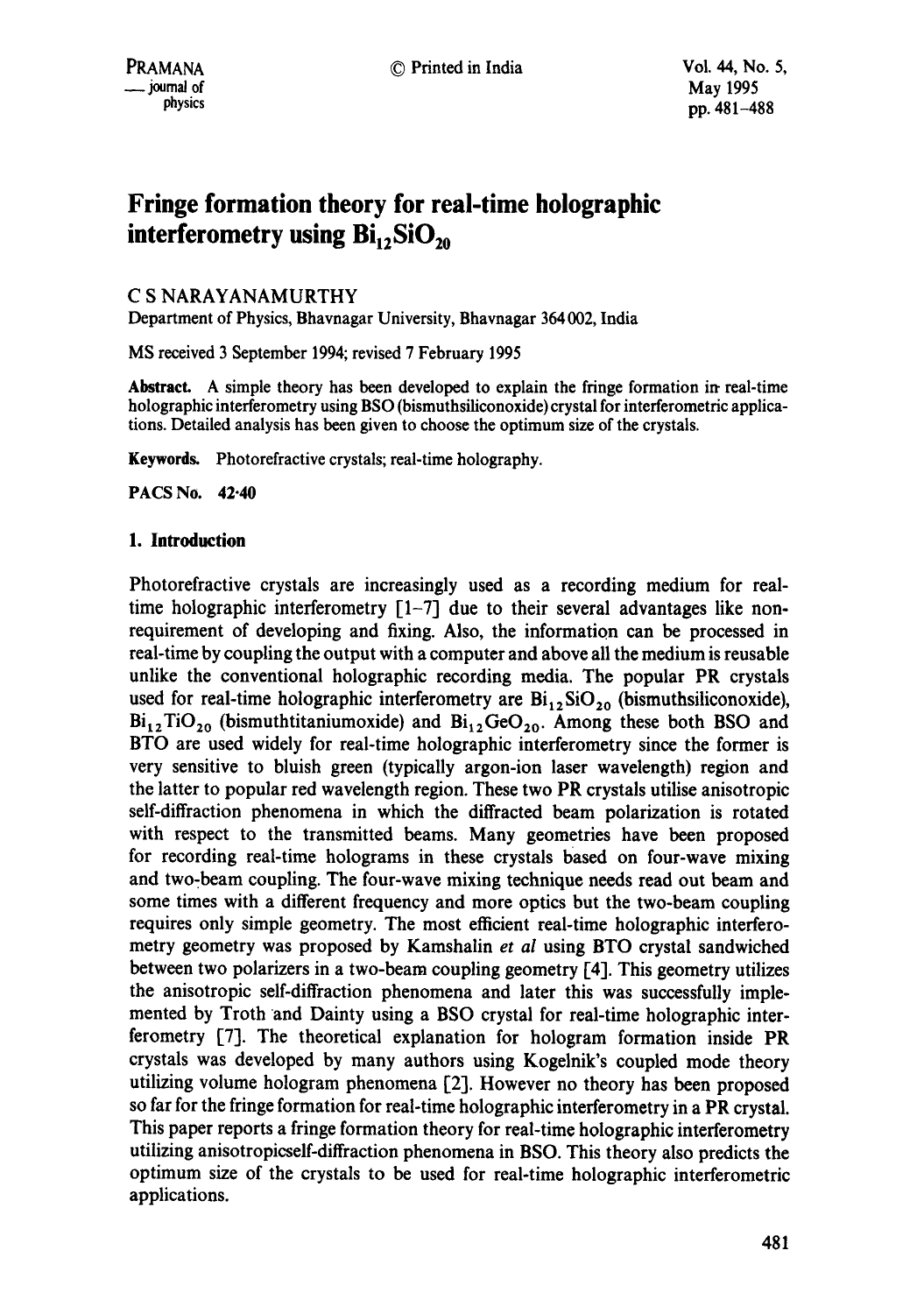# Fringe formation theory for real-time holographic interferometry using $Bi_{12}SiO_{20}$

C S NARAYANAMURTHY

Department of Physics, Bhavnagar University, Bhavnagar 364 002, India

MS received 3 September 1994; revised 7 February 1995

**Abstract.** A simple theory has been developed to explain the fringe formation in real-time holographic interferometry using BSO (bismuthsiliconoxide) crystal for interferometric applications. Detailed analysis has been given to choose the optimum size of the crystals.

**Keywords.** Photorefractive crystals; real-time holography.

**PACS No.** 42·40

## 1. Introduction

Photorefractive crystals are increasingly used as a recording medium for real-time holographic interferometry [1–7] due to their several advantages like non-requirement of developing and fixing. Also, the information can be processed in real-time by coupling the output with a computer and above all the medium is reusable unlike the conventional holographic recording media. The popular PR crystals used for real-time holographic interferometry are $Bi_{12}SiO_{20}$ (bismuthsiliconoxide), $Bi_{12}TiO_{20}$ (bismuthtitaniumoxide) and $Bi_{12}GeO_{20}$. Among these both BSO and BTO are used widely for real-time holographic interferometry since the former is very sensitive to bluish green (typically argon-ion laser wavelength) region and the latter to popular red wavelength region. These two PR crystals utilise anisotropic self-diffraction phenomena in which the diffracted beam polarization is rotated with respect to the transmitted beams. Many geometries have been proposed for recording real-time holograms in these crystals based on four-wave mixing and two-beam coupling. The four-wave mixing technique needs read out beam and some times with a different frequency and more optics but the two-beam coupling requires only simple geometry. The most efficient real-time holographic interferometry geometry was proposed by Kamshalin *et al* using BTO crystal sandwiched between two polarizers in a two-beam coupling geometry [4]. This geometry utilizes the anisotropic self-diffraction phenomena and later this was successfully implemented by Troth and Dainty using a BSO crystal for real-time holographic interferometry [7]. The theoretical explanation for hologram formation inside PR crystals was developed by many authors using Kogelnik's coupled mode theory utilizing volume hologram phenomena [2]. However no theory has been proposed so far for the fringe formation for real-time holographic interferometry in a PR crystal. This paper reports a fringe formation theory for real-time holographic interferometry utilizing anisotropicself-diffraction phenomena in BSO. This theory also predicts the optimum size of the crystals to be used for real-time holographic interferometric applications.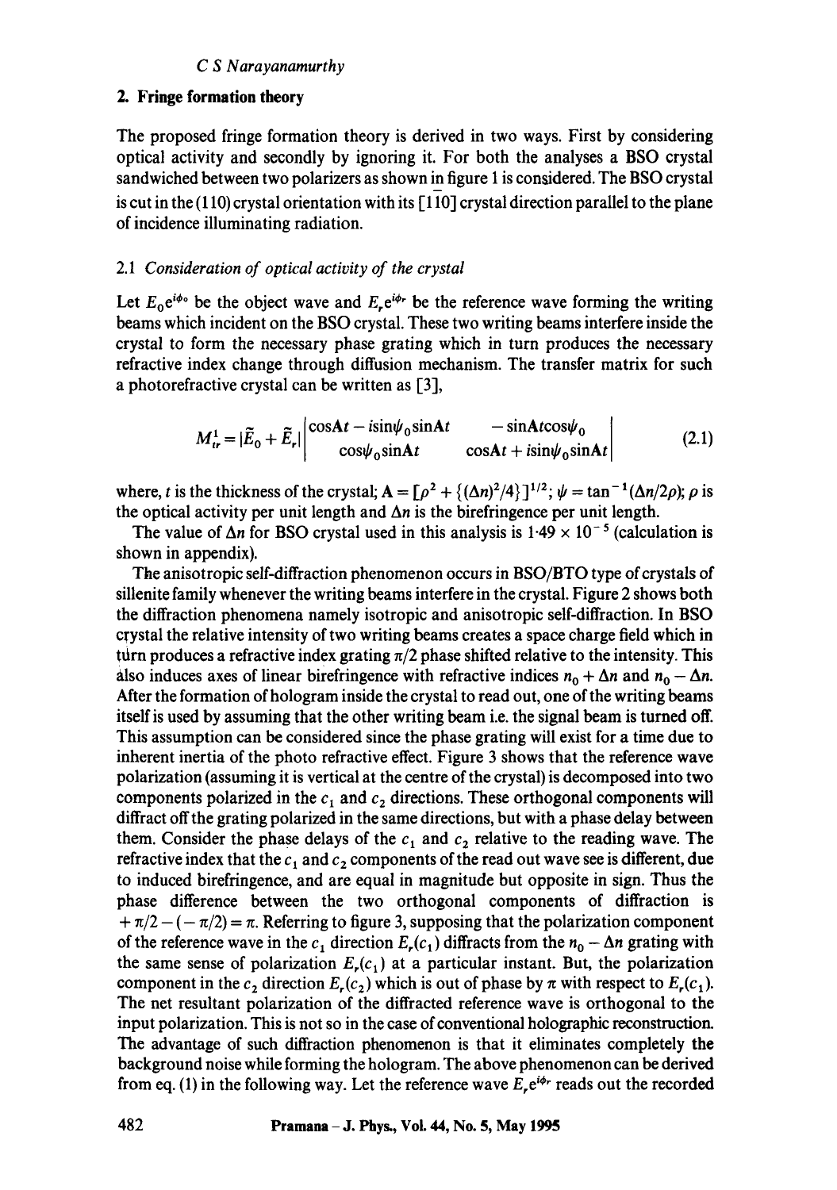## 2. Fringe formation theory

The proposed fringe formation theory is derived in two ways. First by considering optical activity and secondly by ignoring it. For both the analyses a BSO crystal sandwiched between two polarizers as shown in figure 1 is considered. The BSO crystal is cut in the (110) crystal orientation with its $[1\bar{1}0]$ crystal direction parallel to the plane of incidence illuminating radiation.

### 2.1 *Consideration of optical activity of the crystal*

Let $E_0 e^{i\phi_0}$ be the object wave and $E_r e^{i\phi_r}$ be the reference wave forming the writing beams which incident on the BSO crystal. These two writing beams interfere inside the crystal to form the necessary phase grating which in turn produces the necessary refractive index change through diffusion mechanism. The transfer matrix for such a photorefractive crystal can be written as [3],

$$M_{tr}^{1} = |\tilde{E}_0 + \tilde{E}_r| \begin{vmatrix} \cos At - i\sin\psi_0 \sin At & -\sin At \cos\psi_0 \\ \cos\psi_0 \sin At & \cos At + i\sin\psi_0 \sin At \end{vmatrix} \tag{2.1}$$

where, $t$ is the thickness of the crystal; $A = [\rho^2 + \{(\Delta n)^2/4\}]^{1/2}$; $\psi = \tan^{-1}(\Delta n/2\rho)$; $\rho$ is the optical activity per unit length and $\Delta n$ is the birefringence per unit length.

The value of $\Delta n$ for BSO crystal used in this analysis is $1{\cdot}49 \times 10^{-5}$ (calculation is shown in appendix).

The anisotropic self-diffraction phenomenon occurs in BSO/BTO type of crystals of sillenite family whenever the writing beams interfere in the crystal. Figure 2 shows both the diffraction phenomena namely isotropic and anisotropic self-diffraction. In BSO crystal the relative intensity of two writing beams creates a space charge field which in turn produces a refractive index grating $\pi/2$ phase shifted relative to the intensity. This also induces axes of linear birefringence with refractive indices $n_0 + \Delta n$ and $n_0 - \Delta n$. After the formation of hologram inside the crystal to read out, one of the writing beams itself is used by assuming that the other writing beam i.e. the signal beam is turned off. This assumption can be considered since the phase grating will exist for a time due to inherent inertia of the photo refractive effect. Figure 3 shows that the reference wave polarization (assuming it is vertical at the centre of the crystal) is decomposed into two components polarized in the $c_1$ and $c_2$ directions. These orthogonal components will diffract off the grating polarized in the same directions, but with a phase delay between them. Consider the phase delays of the $c_1$ and $c_2$ relative to the reading wave. The refractive index that the $c_1$ and $c_2$ components of the read out wave see is different, due to induced birefringence, and are equal in magnitude but opposite in sign. Thus the phase difference between the two orthogonal components of diffraction is $+\pi/2 - (-\pi/2) = \pi$. Referring to figure 3, supposing that the polarization component of the reference wave in the $c_1$ direction $E_r(c_1)$ diffracts from the $n_0 - \Delta n$ grating with the same sense of polarization $E_r(c_1)$ at a particular instant. But, the polarization component in the $c_2$ direction $E_r(c_2)$ which is out of phase by $\pi$ with respect to $E_r(c_1)$. The net resultant polarization of the diffracted reference wave is orthogonal to the input polarization. This is not so in the case of conventional holographic reconstruction. The advantage of such diffraction phenomenon is that it eliminates completely the background noise while forming the hologram. The above phenomenon can be derived from eq. (1) in the following way. Let the reference wave $E_r e^{i\phi_r}$ reads out the recorded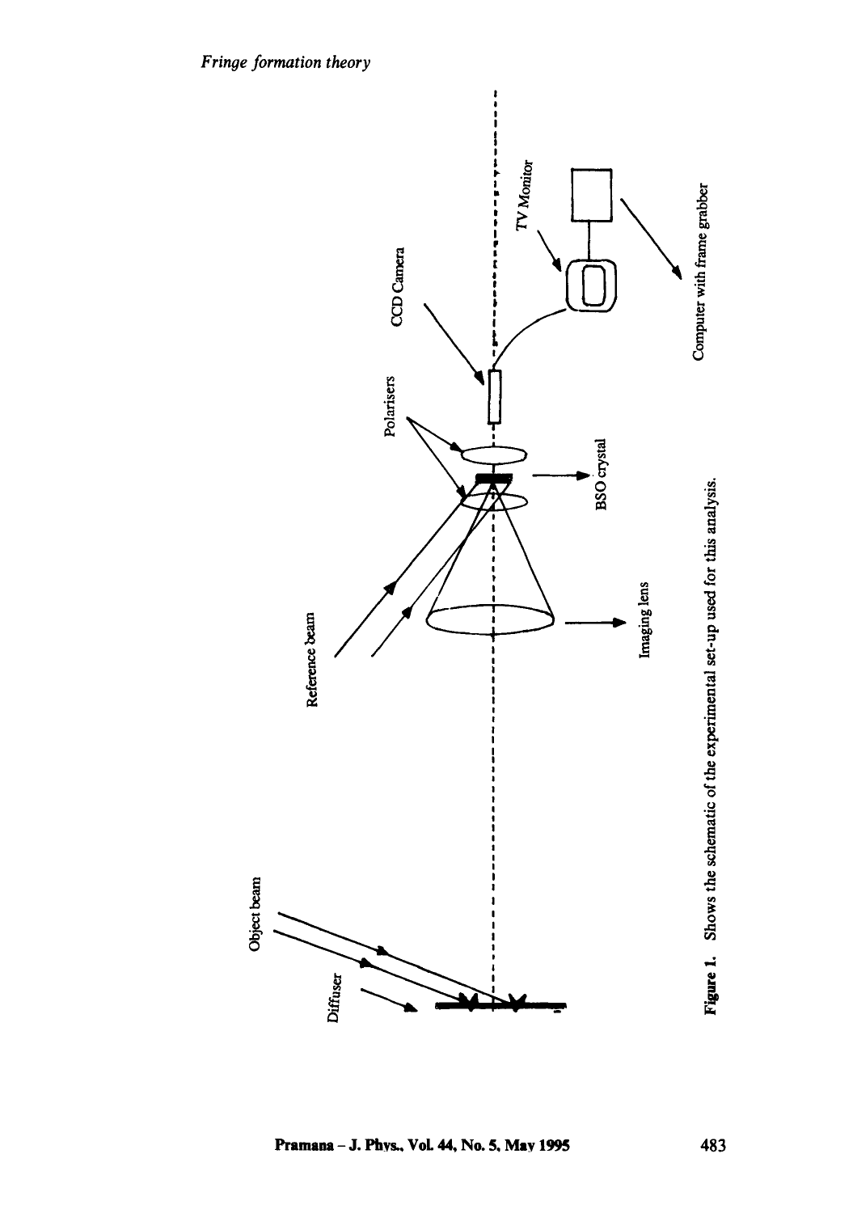Figure 1. Shows the schematic of the experimental set-up used for this analysis.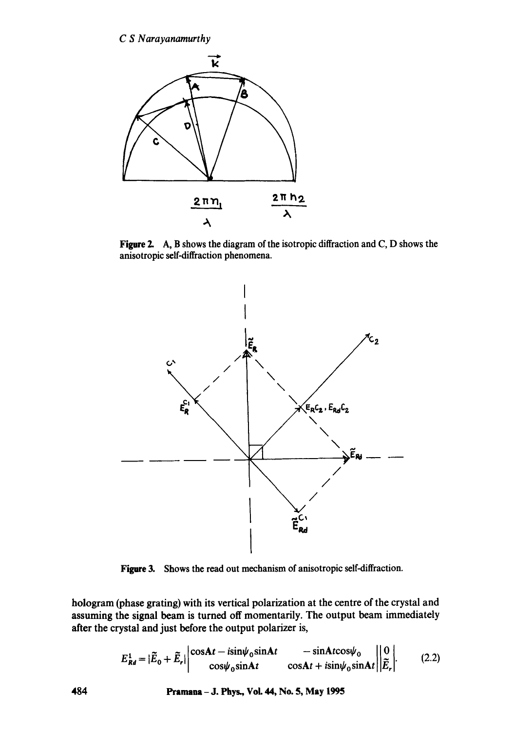**Figure 2.** A, B shows the diagram of the isotropic diffraction and C, D shows the anisotropic self-diffraction phenomena.

**Figure 3.** Shows the read out mechanism of anisotropic self-diffraction.

hologram (phase grating) with its vertical polarization at the centre of the crystal and assuming the signal beam is turned off momentarily. The output beam immediately after the crystal and just before the output polarizer is,

$$E_{Rd}^{1} = |\tilde{E}_0 + \tilde{E}_r| \begin{vmatrix} \cos At - i\sin\psi_0 \sin At & -\sin At \cos\psi_0 \\ \cos\psi_0 \sin At & \cos At + i\sin\psi_0 \sin At \end{vmatrix} \begin{vmatrix} 0 \\ \tilde{E}_r \end{vmatrix}. \tag{2.2}$$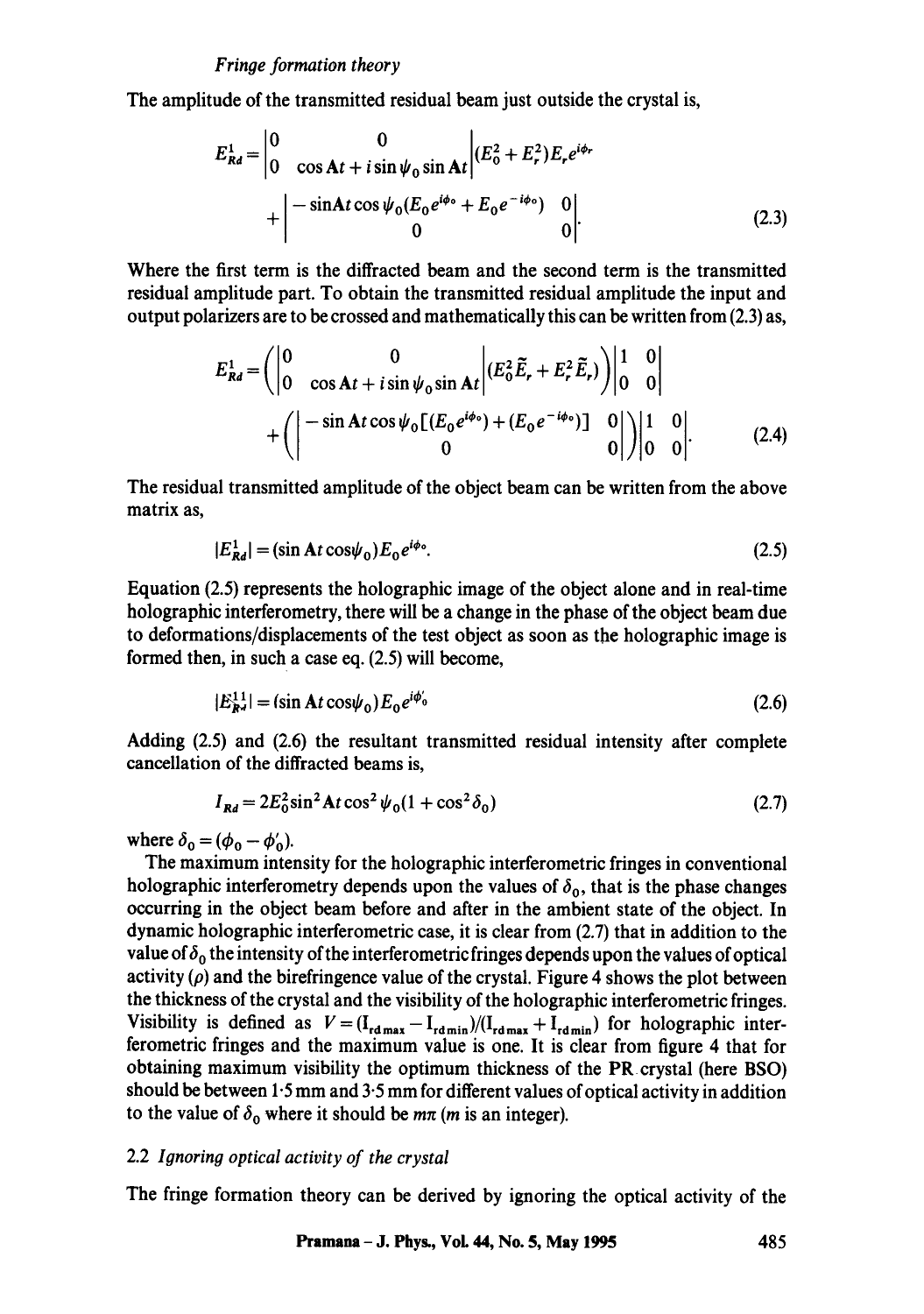*Fringe formation theory*

The amplitude of the transmitted residual beam just outside the crystal is,

$$E^1_{Rd} = \begin{vmatrix} 0 & 0 \\ 0 & \cos \mathrm{A}t + i\sin\psi_0 \sin \mathrm{A}t \end{vmatrix} (E_0^2 + E_r^2) E_r e^{i\phi_r} + \begin{vmatrix} -\sin \mathrm{A}t \cos\psi_0 (E_0 e^{i\phi_0} + E_0 e^{-i\phi_0}) & 0 \\ 0 & 0 \end{vmatrix}. \tag{2.3}$$

Where the first term is the diffracted beam and the second term is the transmitted residual amplitude part. To obtain the transmitted residual amplitude the input and output polarizers are to be crossed and mathematically this can be written from (2.3) as,

$$E^1_{Rd} = \left( \begin{vmatrix} 0 & 0 \\ 0 & \cos \mathrm{A}t + i\sin\psi_0 \sin \mathrm{A}t \end{vmatrix} (E_0^2 \tilde{E}_r + E_r^2 \tilde{E}_r) \right) \begin{vmatrix} 1 & 0 \\ 0 & 0 \end{vmatrix} + \left( \begin{vmatrix} -\sin \mathrm{A}t \cos\psi_0 [(E_0 e^{i\phi_0}) + (E_0 e^{-i\phi_0})] & 0 \\ 0 & 0 \end{vmatrix} \right) \begin{vmatrix} 1 & 0 \\ 0 & 0 \end{vmatrix}. \tag{2.4}$$

The residual transmitted amplitude of the object beam can be written from the above matrix as,

$$|E^1_{Rd}| = (\sin \mathrm{A}t \cos\psi_0) E_0 e^{i\phi_0}. \tag{2.5}$$

Equation (2.5) represents the holographic image of the object alone and in real-time holographic interferometry, there will be a change in the phase of the object beam due to deformations/displacements of the test object as soon as the holographic image is formed then, in such a case eq. (2.5) will become,

$$|E^{11}_{Rd}| = (\sin \mathrm{A}t \cos\psi_0) E_0 e^{i\phi_0'} \tag{2.6}$$

Adding (2.5) and (2.6) the resultant transmitted residual intensity after complete cancellation of the diffracted beams is,

$$I_{Rd} = 2E_0^2 \sin^2 \mathrm{A}t \cos^2\psi_0 (1 + \cos^2\delta_0) \tag{2.7}$$

where $\delta_0 = (\phi_0 - \phi_0')$.

The maximum intensity for the holographic interferometric fringes in conventional holographic interferometry depends upon the values of $\delta_0$, that is the phase changes occurring in the object beam before and after in the ambient state of the object. In dynamic holographic interferometric case, it is clear from (2.7) that in addition to the value of $\delta_0$ the intensity of the interferometric fringes depends upon the values of optical activity ($\rho$) and the birefringence value of the crystal. Figure 4 shows the plot between the thickness of the crystal and the visibility of the holographic interferometric fringes. Visibility is defined as $V = (\mathrm{I}_{\mathrm{rd\,max}} - \mathrm{I}_{\mathrm{rd\,min}})/(\mathrm{I}_{\mathrm{rd\,max}} + \mathrm{I}_{\mathrm{rd\,min}})$ for holographic interferometric fringes and the maximum value is one. It is clear from figure 4 that for obtaining maximum visibility the optimum thickness of the PR crystal (here BSO) should be between 1·5 mm and 3·5 mm for different values of optical activity in addition to the value of $\delta_0$ where it should be $m\pi$ ($m$ is an integer).

### 2.2 *Ignoring optical activity of the crystal*

The fringe formation theory can be derived by ignoring the optical activity of the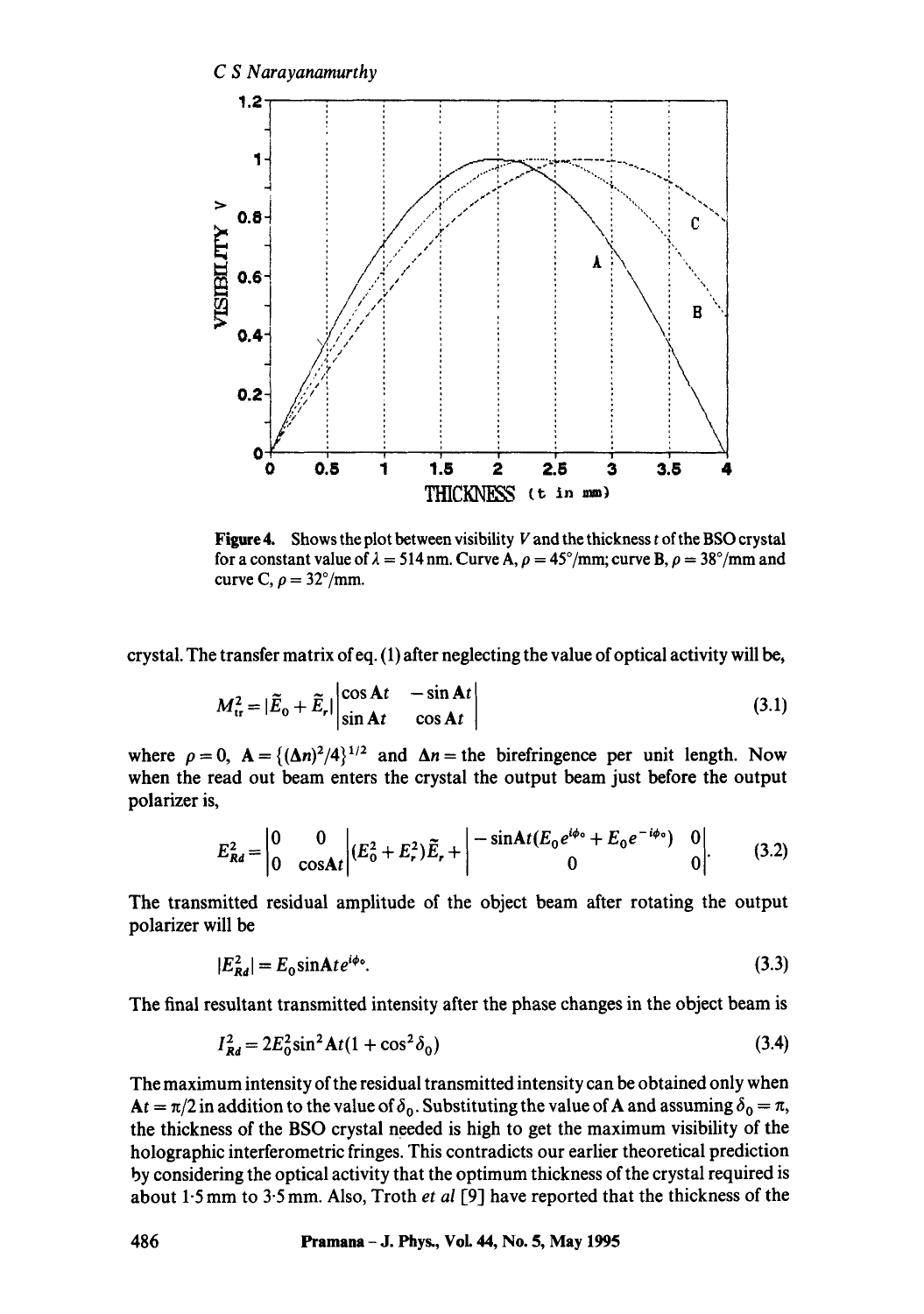Figure 4. Shows the plot between visibility $V$ and the thickness $t$ of the BSO crystal for a constant value of $\lambda = 514$ nm. Curve A, $\rho = 45°/\text{mm}$; curve B, $\rho = 38°/\text{mm}$ and curve C, $\rho = 32°/\text{mm}$.

crystal. The transfer matrix of eq. (1) after neglecting the value of optical activity will be,

$$M_{tr}^2 = |\tilde{E}_0 + \tilde{E}_r| \begin{vmatrix} \cos At & -\sin At \\ \sin At & \cos At \end{vmatrix} \tag{3.1}$$

where $\rho = 0$, $A = \{(\Delta n)^2/4\}^{1/2}$ and $\Delta n =$ the birefringence per unit length. Now when the read out beam enters the crystal the output beam just before the output polarizer is,

$$E_{Rd}^2 = \begin{vmatrix} 0 & 0 \\ 0 & \cos At \end{vmatrix} (E_0^2 + E_r^2)\tilde{E}_r + \begin{vmatrix} -\sin At(E_0 e^{i\phi_0} + E_0 e^{-i\phi_0}) & 0 \\ 0 & 0 \end{vmatrix}. \tag{3.2}$$

The transmitted residual amplitude of the object beam after rotating the output polarizer will be

$$|E_{Rd}^2| = E_0 \sin At e^{i\phi_0}. \tag{3.3}$$

The final resultant transmitted intensity after the phase changes in the object beam is

$$I_{Rd}^2 = 2E_0^2 \sin^2 At(1 + \cos^2 \delta_0) \tag{3.4}$$

The maximum intensity of the residual transmitted intensity can be obtained only when $At = \pi/2$ in addition to the value of $\delta_0$. Substituting the value of A and assuming $\delta_0 = \pi$, the thickness of the BSO crystal needed is high to get the maximum visibility of the holographic interferometric fringes. This contradicts our earlier theoretical prediction by considering the optical activity that the optimum thickness of the crystal required is about 1·5 mm to 3·5 mm. Also, Troth *et al* [9] have reported that the thickness of the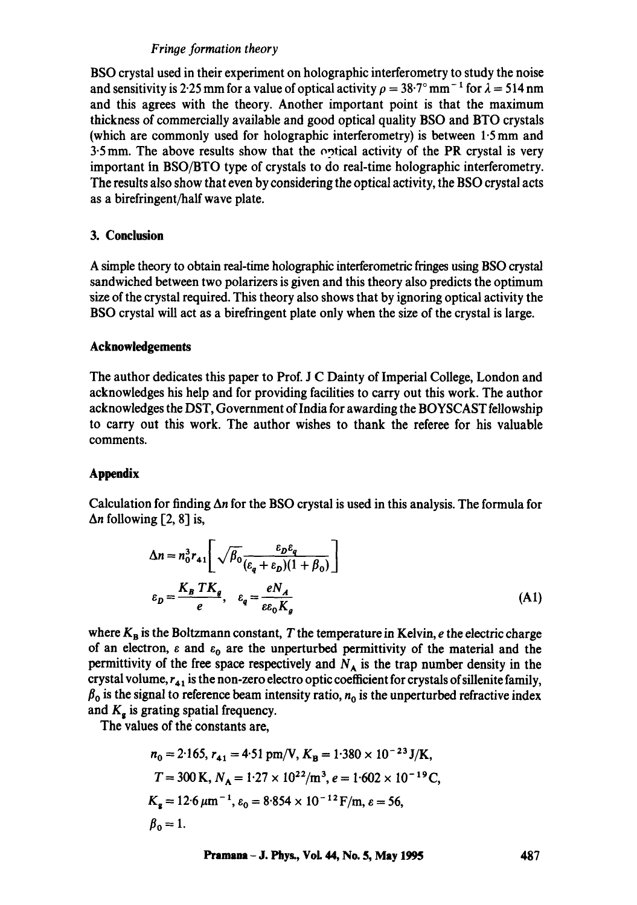BSO crystal used in their experiment on holographic interferometry to study the noise and sensitivity is 2·25 mm for a value of optical activity $\rho = 38{\cdot}7^\circ\,\mathrm{mm}^{-1}$ for $\lambda = 514$ nm and this agrees with the theory. Another important point is that the maximum thickness of commercially available and good optical quality BSO and BTO crystals (which are commonly used for holographic interferometry) is between 1·5 mm and 3·5 mm. The above results show that the optical activity of the PR crystal is very important in BSO/BTO type of crystals to do real-time holographic interferometry. The results also show that even by considering the optical activity, the BSO crystal acts as a birefringent/half wave plate.

## 3. Conclusion

A simple theory to obtain real-time holographic interferometric fringes using BSO crystal sandwiched between two polarizers is given and this theory also predicts the optimum size of the crystal required. This theory also shows that by ignoring optical activity the BSO crystal will act as a birefringent plate only when the size of the crystal is large.

## Acknowledgements

The author dedicates this paper to Prof. J C Dainty of Imperial College, London and acknowledges his help and for providing facilities to carry out this work. The author acknowledges the DST, Government of India for awarding the BOYSCAST fellowship to carry out this work. The author wishes to thank the referee for his valuable comments.

## Appendix

Calculation for finding $\Delta n$ for the BSO crystal is used in this analysis. The formula for $\Delta n$ following [2, 8] is,

$$\Delta n = n_0^3 r_{41}\left[\sqrt{\beta_0}\frac{\varepsilon_D \varepsilon_q}{(\varepsilon_q + \varepsilon_D)(1+\beta_0)}\right]$$

$$\varepsilon_D = \frac{K_B T K_g}{e}, \quad \varepsilon_q = \frac{e N_A}{\varepsilon \varepsilon_0 K_g} \tag{A1}$$

where $K_B$ is the Boltzmann constant, $T$ the temperature in Kelvin, $e$ the electric charge of an electron, $\varepsilon$ and $\varepsilon_0$ are the unperturbed permittivity of the material and the permittivity of the free space respectively and $N_A$ is the trap number density in the crystal volume, $r_{41}$ is the non-zero electro optic coefficient for crystals of sillenite family, $\beta_0$ is the signal to reference beam intensity ratio, $n_0$ is the unperturbed refractive index and $K_g$ is grating spatial frequency.

The values of the constants are,

$$n_0 = 2{\cdot}165,\ r_{41} = 4{\cdot}51\ \mathrm{pm/V},\ K_B = 1{\cdot}380 \times 10^{-23}\ \mathrm{J/K},$$

$$T = 300\ \mathrm{K},\ N_A = 1{\cdot}27 \times 10^{22}/\mathrm{m}^3,\ e = 1{\cdot}602 \times 10^{-19}\ \mathrm{C},$$

$$K_g = 12{\cdot}6\ \mu\mathrm{m}^{-1},\ \varepsilon_0 = 8{\cdot}854 \times 10^{-12}\ \mathrm{F/m},\ \varepsilon = 56,$$

$$\beta_0 = 1.$$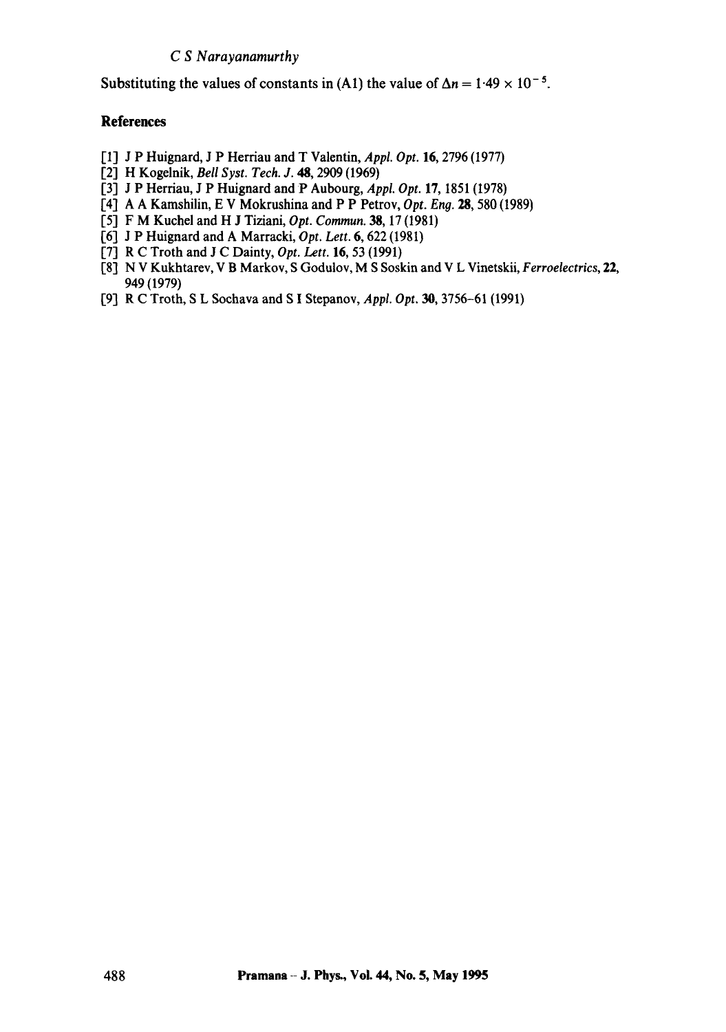Substituting the values of constants in (A1) the value of $\Delta n = 1 \cdot 49 \times 10^{-5}$.

## References

[1] J P Huignard, J P Herriau and T Valentin, *Appl. Opt.* **16**, 2796 (1977)

[2] H Kogelnik, *Bell Syst. Tech. J.* **48**, 2909 (1969)

[3] J P Herriau, J P Huignard and P Aubourg, *Appl. Opt.* **17**, 1851 (1978)

[4] A A Kamshilin, E V Mokrushina and P P Petrov, *Opt. Eng.* **28**, 580 (1989)

[5] F M Kuchel and H J Tiziani, *Opt. Commun.* **38**, 17 (1981)

[6] J P Huignard and A Marracki, *Opt. Lett.* **6**, 622 (1981)

[7] R C Troth and J C Dainty, *Opt. Lett.* **16**, 53 (1991)

[8] N V Kukhtarev, V B Markov, S Godulov, M S Soskin and V L Vinetskii, *Ferroelectrics*, **22**, 949 (1979)

[9] R C Troth, S L Sochava and S I Stepanov, *Appl. Opt.* **30**, 3756–61 (1991)